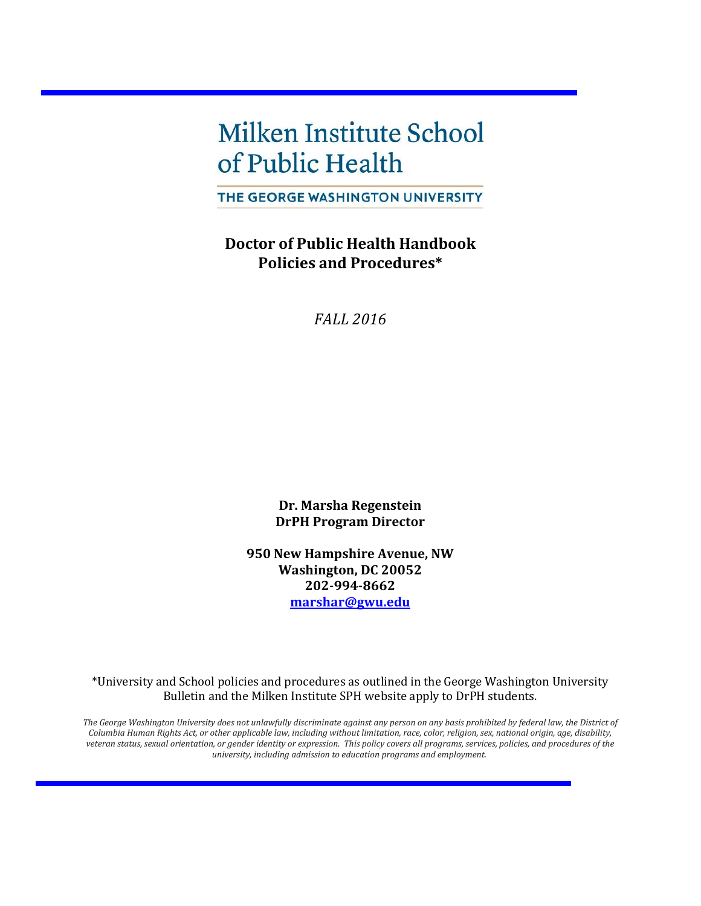# Milken Institute School of Public Health

THE GEORGE WASHINGTON UNIVERSITY

**Doctor of Public Health Handbook**
**Policies and Procedures***

*FALL 2016*

**Dr. Marsha Regenstein**
**DrPH Program Director**

**950 New Hampshire Avenue, NW**
**Washington, DC 20052**
**202-994-8662**
**marshar@gwu.edu**

*University and School policies and procedures as outlined in the George Washington University Bulletin and the Milken Institute SPH website apply to DrPH students.

*The George Washington University does not unlawfully discriminate against any person on any basis prohibited by federal law, the District of Columbia Human Rights Act, or other applicable law, including without limitation, race, color, religion, sex, national origin, age, disability, veteran status, sexual orientation, or gender identity or expression. This policy covers all programs, services, policies, and procedures of the university, including admission to education programs and employment.*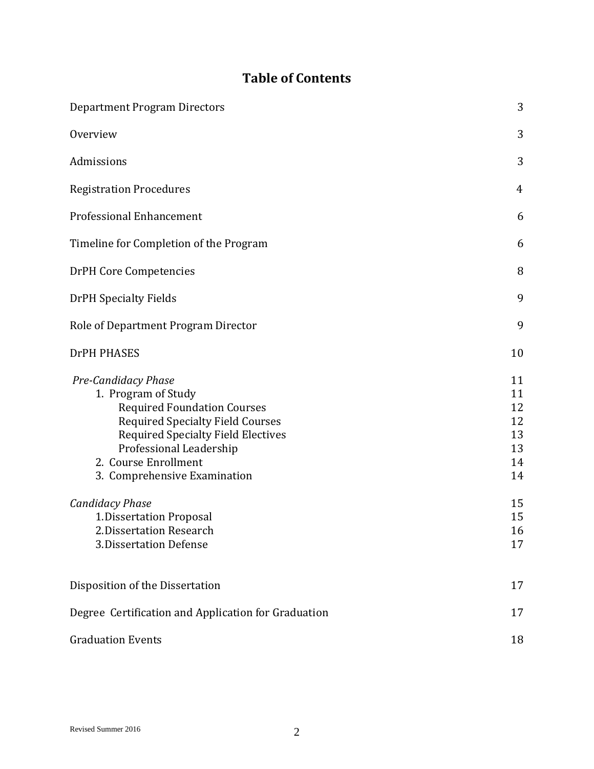# Table of Contents

| | |
|---|---|
| Department Program Directors | 3 |
| Overview | 3 |
| Admissions | 3 |
| Registration Procedures | 4 |
| Professional Enhancement | 6 |
| Timeline for Completion of the Program | 6 |
| DrPH Core Competencies | 8 |
| DrPH Specialty Fields | 9 |
| Role of Department Program Director | 9 |
| DrPH PHASES | 10 |
| *Pre-Candidacy Phase* | 11 |
| 1. Program of Study | 11 |
| Required Foundation Courses | 12 |
| Required Specialty Field Courses | 12 |
| Required Specialty Field Electives | 13 |
| Professional Leadership | 13 |
| 2. Course Enrollment | 14 |
| 3. Comprehensive Examination | 14 |
| *Candidacy Phase* | 15 |
| 1. Dissertation Proposal | 15 |
| 2. Dissertation Research | 16 |
| 3. Dissertation Defense | 17 |
| Disposition of the Dissertation | 17 |
| Degree Certification and Application for Graduation | 17 |
| Graduation Events | 18 |

Revised Summer 2016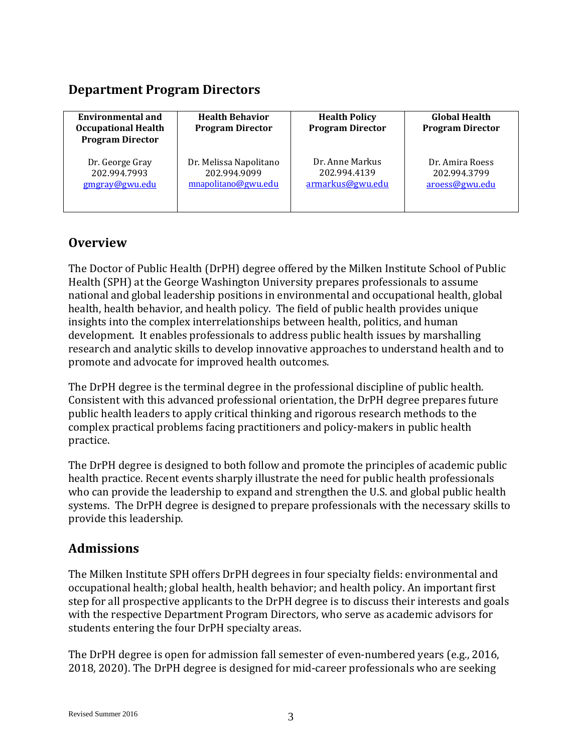## Department Program Directors

| Environmental and Occupational Health Program Director | Health Behavior Program Director | Health Policy Program Director | Global Health Program Director |
|---|---|---|---|
| Dr. George Gray<br>202.994.7993<br>gmgray@gwu.edu | Dr. Melissa Napolitano<br>202.994.9099<br>mnapolitano@gwu.edu | Dr. Anne Markus<br>202.994.4139<br>armarkus@gwu.edu | Dr. Amira Roess<br>202.994.3799<br>aroess@gwu.edu |

## Overview

The Doctor of Public Health (DrPH) degree offered by the Milken Institute School of Public Health (SPH) at the George Washington University prepares professionals to assume national and global leadership positions in environmental and occupational health, global health, health behavior, and health policy. The field of public health provides unique insights into the complex interrelationships between health, politics, and human development. It enables professionals to address public health issues by marshalling research and analytic skills to develop innovative approaches to understand health and to promote and advocate for improved health outcomes.

The DrPH degree is the terminal degree in the professional discipline of public health. Consistent with this advanced professional orientation, the DrPH degree prepares future public health leaders to apply critical thinking and rigorous research methods to the complex practical problems facing practitioners and policy-makers in public health practice.

The DrPH degree is designed to both follow and promote the principles of academic public health practice. Recent events sharply illustrate the need for public health professionals who can provide the leadership to expand and strengthen the U.S. and global public health systems. The DrPH degree is designed to prepare professionals with the necessary skills to provide this leadership.

## Admissions

The Milken Institute SPH offers DrPH degrees in four specialty fields: environmental and occupational health; global health, health behavior; and health policy. An important first step for all prospective applicants to the DrPH degree is to discuss their interests and goals with the respective Department Program Directors, who serve as academic advisors for students entering the four DrPH specialty areas.

The DrPH degree is open for admission fall semester of even-numbered years (e.g., 2016, 2018, 2020). The DrPH degree is designed for mid-career professionals who are seeking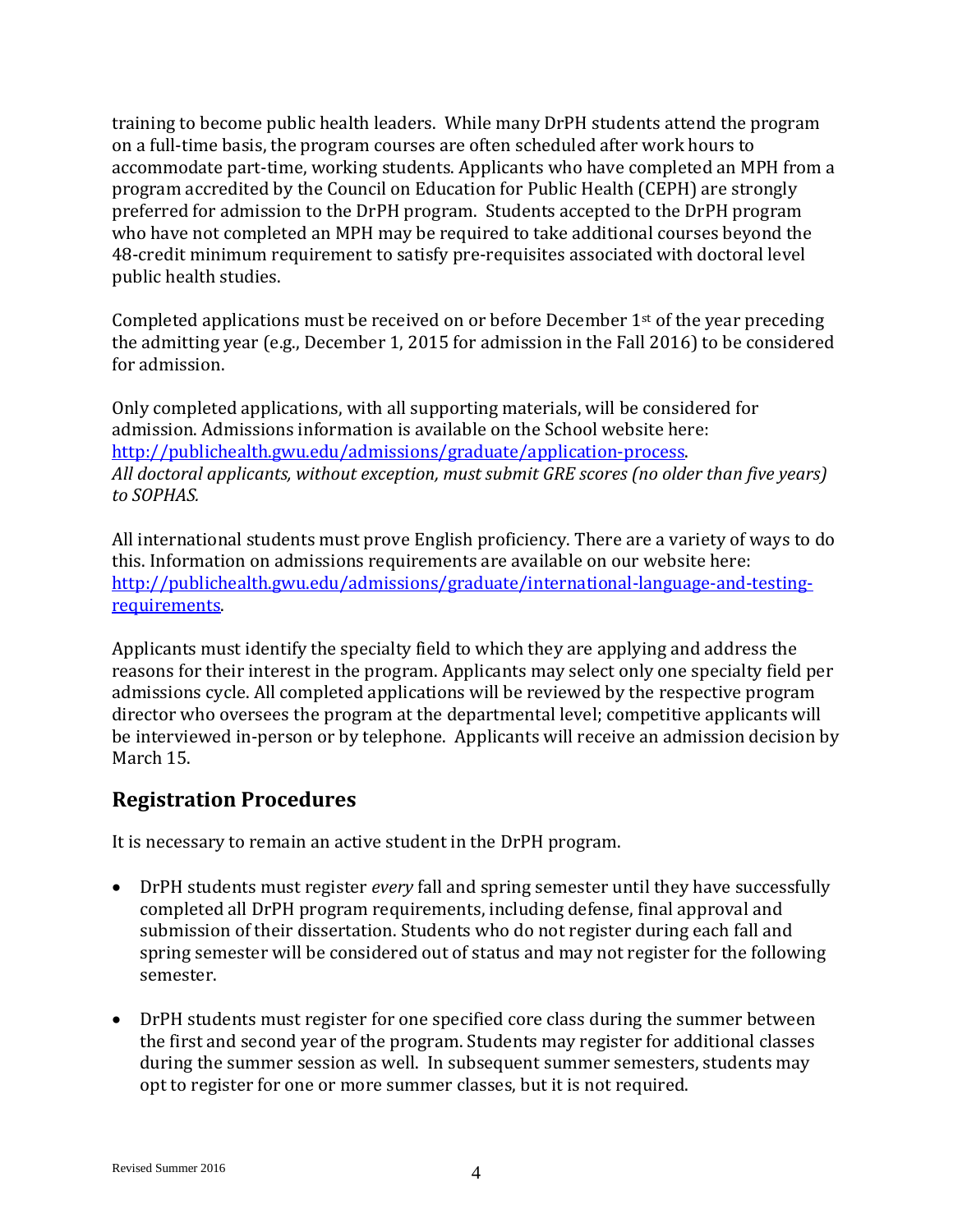training to become public health leaders. While many DrPH students attend the program on a full-time basis, the program courses are often scheduled after work hours to accommodate part-time, working students. Applicants who have completed an MPH from a program accredited by the Council on Education for Public Health (CEPH) are strongly preferred for admission to the DrPH program. Students accepted to the DrPH program who have not completed an MPH may be required to take additional courses beyond the 48-credit minimum requirement to satisfy pre-requisites associated with doctoral level public health studies.

Completed applications must be received on or before December 1st of the year preceding the admitting year (e.g., December 1, 2015 for admission in the Fall 2016) to be considered for admission.

Only completed applications, with all supporting materials, will be considered for admission. Admissions information is available on the School website here: [http://publichealth.gwu.edu/admissions/graduate/application-process](http://publichealth.gwu.edu/admissions/graduate/application-process). *All doctoral applicants, without exception, must submit GRE scores (no older than five years) to SOPHAS.*

All international students must prove English proficiency. There are a variety of ways to do this. Information on admissions requirements are available on our website here: [http://publichealth.gwu.edu/admissions/graduate/international-language-and-testing-requirements](http://publichealth.gwu.edu/admissions/graduate/international-language-and-testing-requirements).

Applicants must identify the specialty field to which they are applying and address the reasons for their interest in the program. Applicants may select only one specialty field per admissions cycle. All completed applications will be reviewed by the respective program director who oversees the program at the departmental level; competitive applicants will be interviewed in-person or by telephone. Applicants will receive an admission decision by March 15.

## Registration Procedures

It is necessary to remain an active student in the DrPH program.

- DrPH students must register *every* fall and spring semester until they have successfully completed all DrPH program requirements, including defense, final approval and submission of their dissertation. Students who do not register during each fall and spring semester will be considered out of status and may not register for the following semester.
- DrPH students must register for one specified core class during the summer between the first and second year of the program. Students may register for additional classes during the summer session as well. In subsequent summer semesters, students may opt to register for one or more summer classes, but it is not required.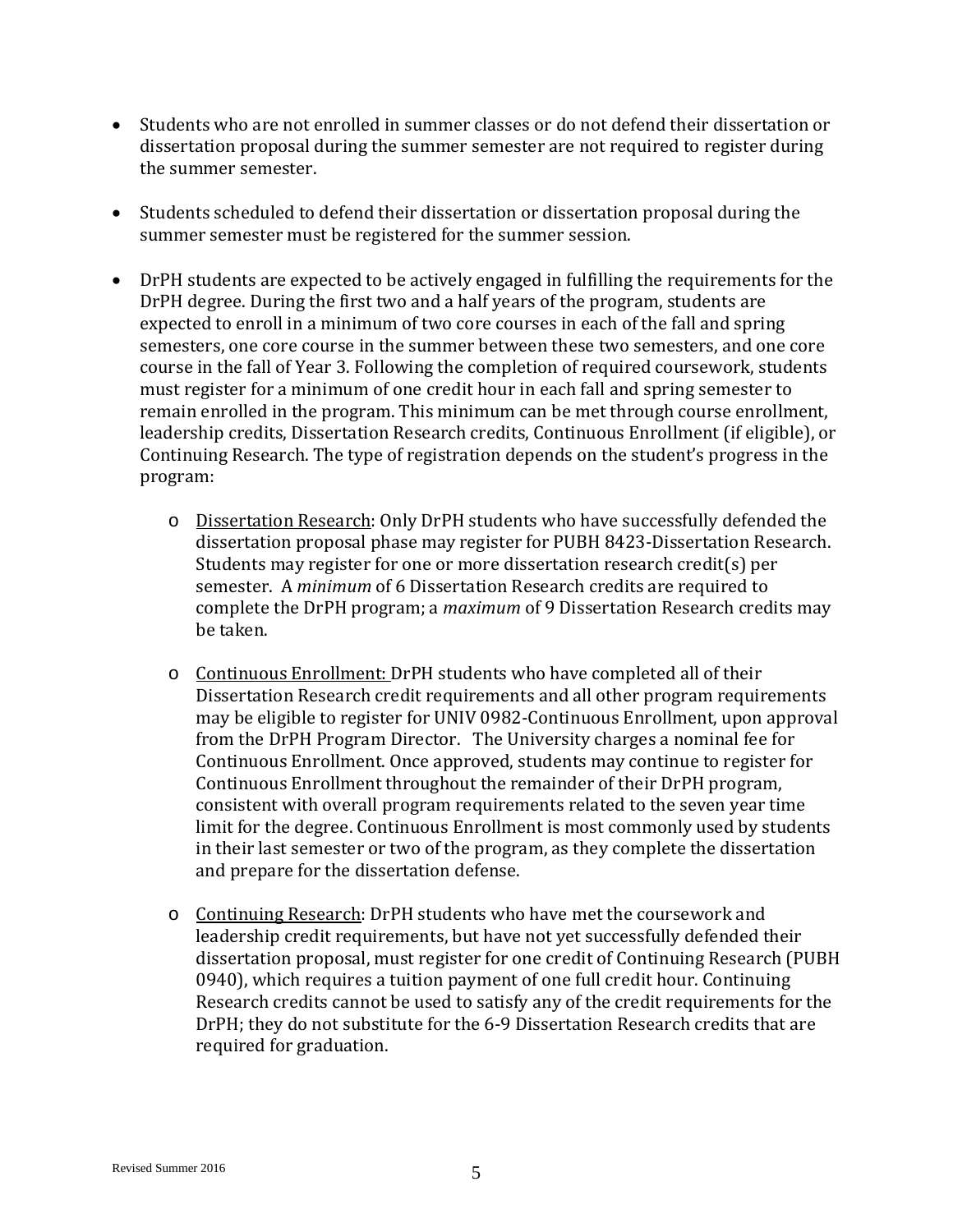- Students who are not enrolled in summer classes or do not defend their dissertation or dissertation proposal during the summer semester are not required to register during the summer semester.

- Students scheduled to defend their dissertation or dissertation proposal during the summer semester must be registered for the summer session.

- DrPH students are expected to be actively engaged in fulfilling the requirements for the DrPH degree. During the first two and a half years of the program, students are expected to enroll in a minimum of two core courses in each of the fall and spring semesters, one core course in the summer between these two semesters, and one core course in the fall of Year 3. Following the completion of required coursework, students must register for a minimum of one credit hour in each fall and spring semester to remain enrolled in the program. This minimum can be met through course enrollment, leadership credits, Dissertation Research credits, Continuous Enrollment (if eligible), or Continuing Research. The type of registration depends on the student's progress in the program:

    - Dissertation Research: Only DrPH students who have successfully defended the dissertation proposal phase may register for PUBH 8423-Dissertation Research. Students may register for one or more dissertation research credit(s) per semester. A *minimum* of 6 Dissertation Research credits are required to complete the DrPH program; a *maximum* of 9 Dissertation Research credits may be taken.

    - Continuous Enrollment: DrPH students who have completed all of their Dissertation Research credit requirements and all other program requirements may be eligible to register for UNIV 0982-Continuous Enrollment, upon approval from the DrPH Program Director. The University charges a nominal fee for Continuous Enrollment. Once approved, students may continue to register for Continuous Enrollment throughout the remainder of their DrPH program, consistent with overall program requirements related to the seven year time limit for the degree. Continuous Enrollment is most commonly used by students in their last semester or two of the program, as they complete the dissertation and prepare for the dissertation defense.

    - Continuing Research: DrPH students who have met the coursework and leadership credit requirements, but have not yet successfully defended their dissertation proposal, must register for one credit of Continuing Research (PUBH 0940), which requires a tuition payment of one full credit hour. Continuing Research credits cannot be used to satisfy any of the credit requirements for the DrPH; they do not substitute for the 6-9 Dissertation Research credits that are required for graduation.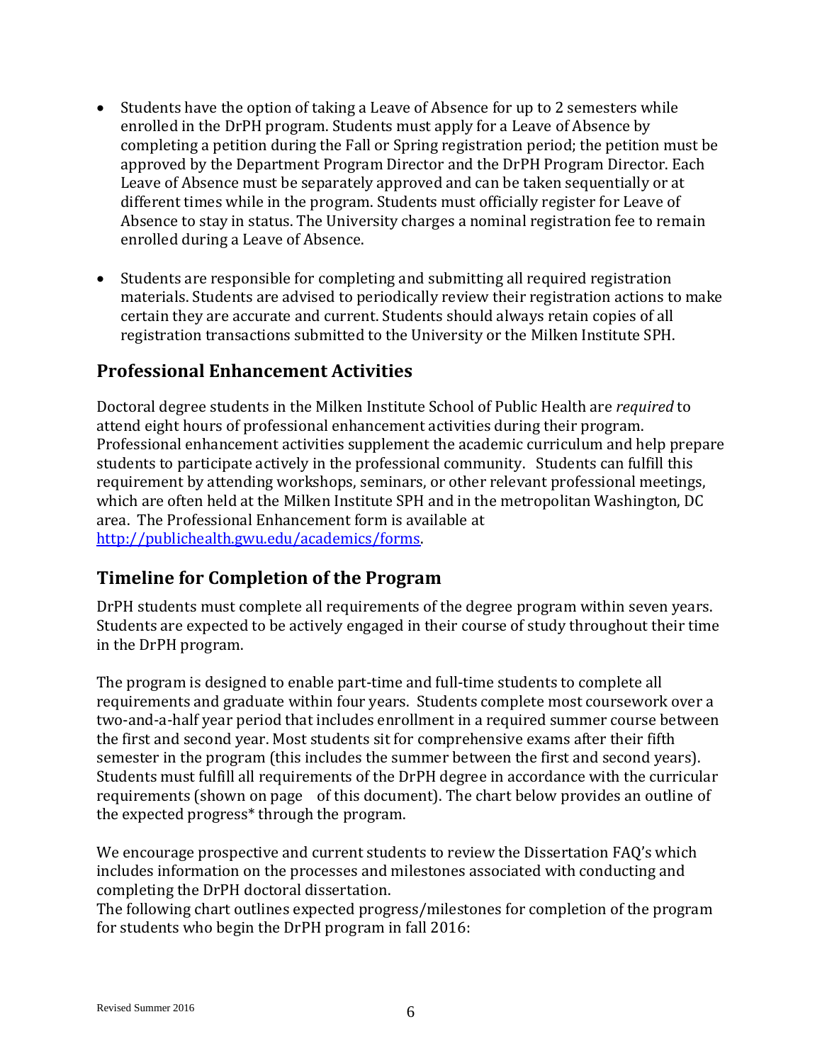- Students have the option of taking a Leave of Absence for up to 2 semesters while enrolled in the DrPH program. Students must apply for a Leave of Absence by completing a petition during the Fall or Spring registration period; the petition must be approved by the Department Program Director and the DrPH Program Director. Each Leave of Absence must be separately approved and can be taken sequentially or at different times while in the program. Students must officially register for Leave of Absence to stay in status. The University charges a nominal registration fee to remain enrolled during a Leave of Absence.

- Students are responsible for completing and submitting all required registration materials. Students are advised to periodically review their registration actions to make certain they are accurate and current. Students should always retain copies of all registration transactions submitted to the University or the Milken Institute SPH.

## Professional Enhancement Activities

Doctoral degree students in the Milken Institute School of Public Health are *required* to attend eight hours of professional enhancement activities during their program. Professional enhancement activities supplement the academic curriculum and help prepare students to participate actively in the professional community. Students can fulfill this requirement by attending workshops, seminars, or other relevant professional meetings, which are often held at the Milken Institute SPH and in the metropolitan Washington, DC area. The Professional Enhancement form is available at http://publichealth.gwu.edu/academics/forms.

## Timeline for Completion of the Program

DrPH students must complete all requirements of the degree program within seven years. Students are expected to be actively engaged in their course of study throughout their time in the DrPH program.

The program is designed to enable part-time and full-time students to complete all requirements and graduate within four years. Students complete most coursework over a two-and-a-half year period that includes enrollment in a required summer course between the first and second year. Most students sit for comprehensive exams after their fifth semester in the program (this includes the summer between the first and second years). Students must fulfill all requirements of the DrPH degree in accordance with the curricular requirements (shown on page of this document). The chart below provides an outline of the expected progress* through the program.

We encourage prospective and current students to review the Dissertation FAQ's which includes information on the processes and milestones associated with conducting and completing the DrPH doctoral dissertation.

The following chart outlines expected progress/milestones for completion of the program for students who begin the DrPH program in fall 2016: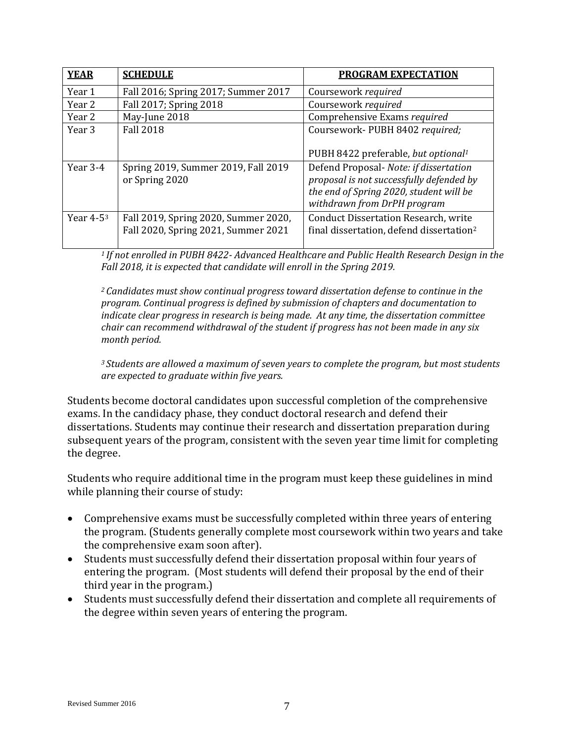| YEAR | SCHEDULE | PROGRAM EXPECTATION |
|---|---|---|
| Year 1 | Fall 2016; Spring 2017; Summer 2017 | Coursework *required* |
| Year 2 | Fall 2017; Spring 2018 | Coursework *required* |
| Year 2 | May-June 2018 | Comprehensive Exams *required* |
| Year 3 | Fall 2018 | Coursework- PUBH 8402 *required;*<br><br>PUBH 8422 preferable, *but optional*[1] |
| Year 3-4 | Spring 2019, Summer 2019, Fall 2019 or Spring 2020 | Defend Proposal- *Note: if dissertation proposal is not successfully defended by the end of Spring 2020, student will be withdrawn from DrPH program* |
| Year 4-5[3] | Fall 2019, Spring 2020, Summer 2020, Fall 2020, Spring 2021, Summer 2021 | Conduct Dissertation Research, write final dissertation, defend dissertation[2] |

*[1] If not enrolled in PUBH 8422- Advanced Healthcare and Public Health Research Design in the Fall 2018, it is expected that candidate will enroll in the Spring 2019.*

*[2] Candidates must show continual progress toward dissertation defense to continue in the program. Continual progress is defined by submission of chapters and documentation to indicate clear progress in research is being made. At any time, the dissertation committee chair can recommend withdrawal of the student if progress has not been made in any six month period.*

*[3] Students are allowed a maximum of seven years to complete the program, but most students are expected to graduate within five years.*

Students become doctoral candidates upon successful completion of the comprehensive exams. In the candidacy phase, they conduct doctoral research and defend their dissertations. Students may continue their research and dissertation preparation during subsequent years of the program, consistent with the seven year time limit for completing the degree.

Students who require additional time in the program must keep these guidelines in mind while planning their course of study:

- Comprehensive exams must be successfully completed within three years of entering the program. (Students generally complete most coursework within two years and take the comprehensive exam soon after).
- Students must successfully defend their dissertation proposal within four years of entering the program. (Most students will defend their proposal by the end of their third year in the program.)
- Students must successfully defend their dissertation and complete all requirements of the degree within seven years of entering the program.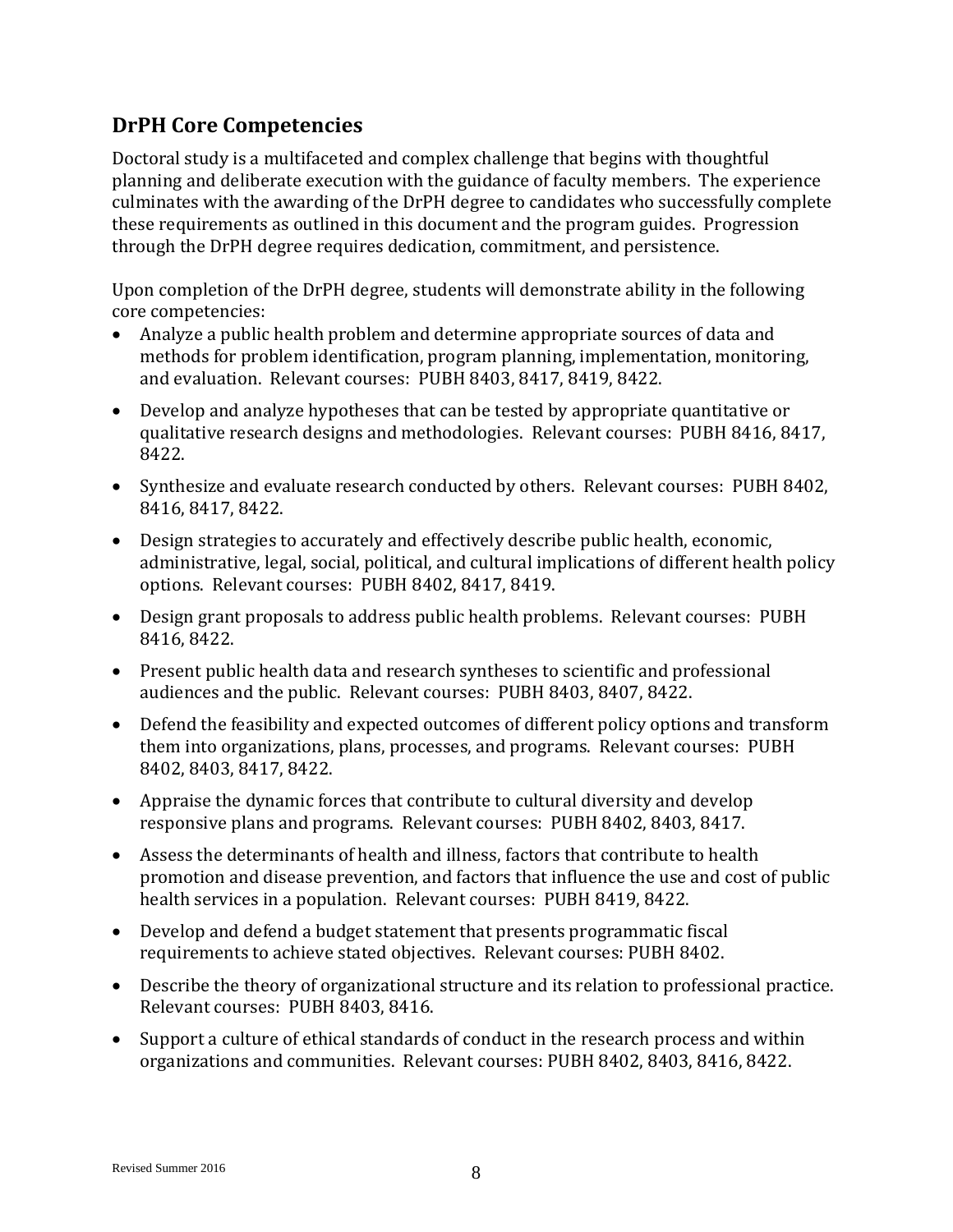## DrPH Core Competencies

Doctoral study is a multifaceted and complex challenge that begins with thoughtful planning and deliberate execution with the guidance of faculty members. The experience culminates with the awarding of the DrPH degree to candidates who successfully complete these requirements as outlined in this document and the program guides. Progression through the DrPH degree requires dedication, commitment, and persistence.

Upon completion of the DrPH degree, students will demonstrate ability in the following core competencies:

- Analyze a public health problem and determine appropriate sources of data and methods for problem identification, program planning, implementation, monitoring, and evaluation. Relevant courses: PUBH 8403, 8417, 8419, 8422.
- Develop and analyze hypotheses that can be tested by appropriate quantitative or qualitative research designs and methodologies. Relevant courses: PUBH 8416, 8417, 8422.
- Synthesize and evaluate research conducted by others. Relevant courses: PUBH 8402, 8416, 8417, 8422.
- Design strategies to accurately and effectively describe public health, economic, administrative, legal, social, political, and cultural implications of different health policy options. Relevant courses: PUBH 8402, 8417, 8419.
- Design grant proposals to address public health problems. Relevant courses: PUBH 8416, 8422.
- Present public health data and research syntheses to scientific and professional audiences and the public. Relevant courses: PUBH 8403, 8407, 8422.
- Defend the feasibility and expected outcomes of different policy options and transform them into organizations, plans, processes, and programs. Relevant courses: PUBH 8402, 8403, 8417, 8422.
- Appraise the dynamic forces that contribute to cultural diversity and develop responsive plans and programs. Relevant courses: PUBH 8402, 8403, 8417.
- Assess the determinants of health and illness, factors that contribute to health promotion and disease prevention, and factors that influence the use and cost of public health services in a population. Relevant courses: PUBH 8419, 8422.
- Develop and defend a budget statement that presents programmatic fiscal requirements to achieve stated objectives. Relevant courses: PUBH 8402.
- Describe the theory of organizational structure and its relation to professional practice. Relevant courses: PUBH 8403, 8416.
- Support a culture of ethical standards of conduct in the research process and within organizations and communities. Relevant courses: PUBH 8402, 8403, 8416, 8422.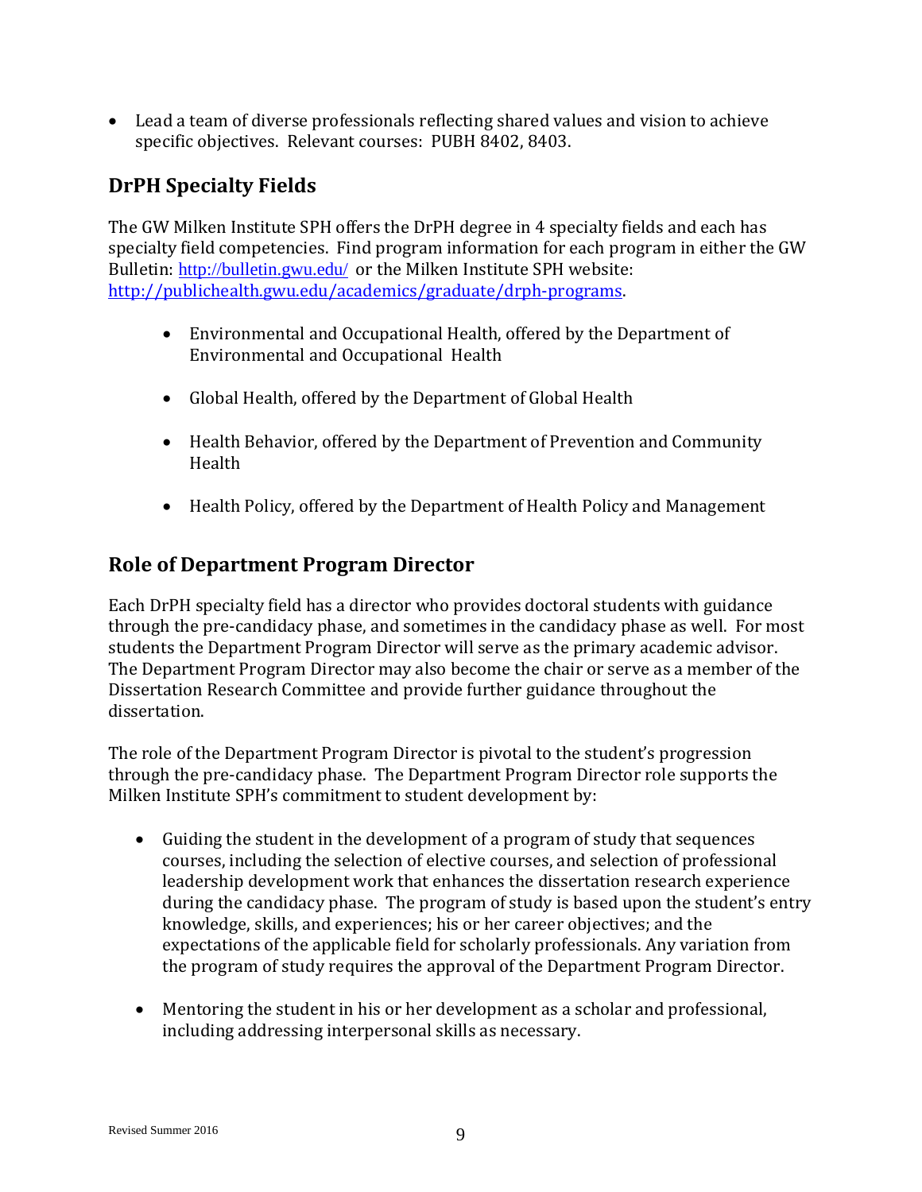- Lead a team of diverse professionals reflecting shared values and vision to achieve specific objectives. Relevant courses: PUBH 8402, 8403.

## DrPH Specialty Fields

The GW Milken Institute SPH offers the DrPH degree in 4 specialty fields and each has specialty field competencies. Find program information for each program in either the GW Bulletin: http://bulletin.gwu.edu/ or the Milken Institute SPH website: http://publichealth.gwu.edu/academics/graduate/drph-programs.

- Environmental and Occupational Health, offered by the Department of Environmental and Occupational Health
- Global Health, offered by the Department of Global Health
- Health Behavior, offered by the Department of Prevention and Community Health
- Health Policy, offered by the Department of Health Policy and Management

## Role of Department Program Director

Each DrPH specialty field has a director who provides doctoral students with guidance through the pre-candidacy phase, and sometimes in the candidacy phase as well. For most students the Department Program Director will serve as the primary academic advisor. The Department Program Director may also become the chair or serve as a member of the Dissertation Research Committee and provide further guidance throughout the dissertation.

The role of the Department Program Director is pivotal to the student's progression through the pre-candidacy phase. The Department Program Director role supports the Milken Institute SPH's commitment to student development by:

- Guiding the student in the development of a program of study that sequences courses, including the selection of elective courses, and selection of professional leadership development work that enhances the dissertation research experience during the candidacy phase. The program of study is based upon the student's entry knowledge, skills, and experiences; his or her career objectives; and the expectations of the applicable field for scholarly professionals. Any variation from the program of study requires the approval of the Department Program Director.
- Mentoring the student in his or her development as a scholar and professional, including addressing interpersonal skills as necessary.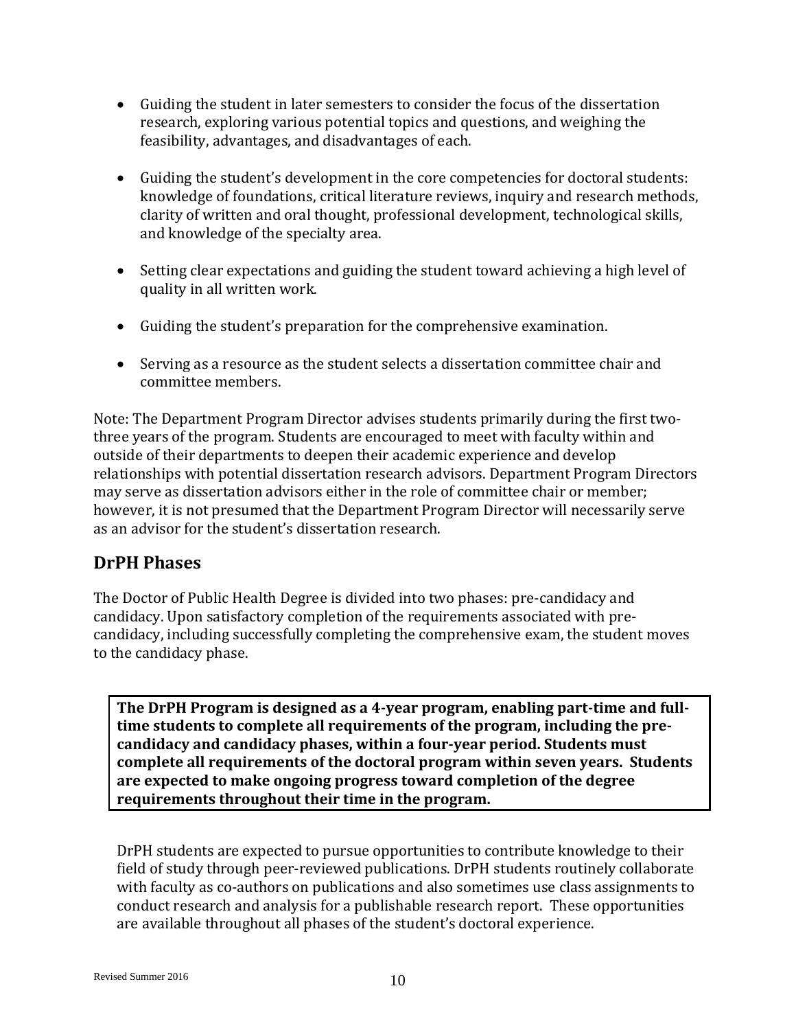- Guiding the student in later semesters to consider the focus of the dissertation research, exploring various potential topics and questions, and weighing the feasibility, advantages, and disadvantages of each.

- Guiding the student's development in the core competencies for doctoral students: knowledge of foundations, critical literature reviews, inquiry and research methods, clarity of written and oral thought, professional development, technological skills, and knowledge of the specialty area.

- Setting clear expectations and guiding the student toward achieving a high level of quality in all written work.

- Guiding the student's preparation for the comprehensive examination.

- Serving as a resource as the student selects a dissertation committee chair and committee members.

Note: The Department Program Director advises students primarily during the first two-three years of the program. Students are encouraged to meet with faculty within and outside of their departments to deepen their academic experience and develop relationships with potential dissertation research advisors. Department Program Directors may serve as dissertation advisors either in the role of committee chair or member; however, it is not presumed that the Department Program Director will necessarily serve as an advisor for the student's dissertation research.

## DrPH Phases

The Doctor of Public Health Degree is divided into two phases: pre-candidacy and candidacy. Upon satisfactory completion of the requirements associated with pre-candidacy, including successfully completing the comprehensive exam, the student moves to the candidacy phase.

**The DrPH Program is designed as a 4-year program, enabling part-time and full-time students to complete all requirements of the program, including the pre-candidacy and candidacy phases, within a four-year period. Students must complete all requirements of the doctoral program within seven years. Students are expected to make ongoing progress toward completion of the degree requirements throughout their time in the program.**

DrPH students are expected to pursue opportunities to contribute knowledge to their field of study through peer-reviewed publications. DrPH students routinely collaborate with faculty as co-authors on publications and also sometimes use class assignments to conduct research and analysis for a publishable research report. These opportunities are available throughout all phases of the student's doctoral experience.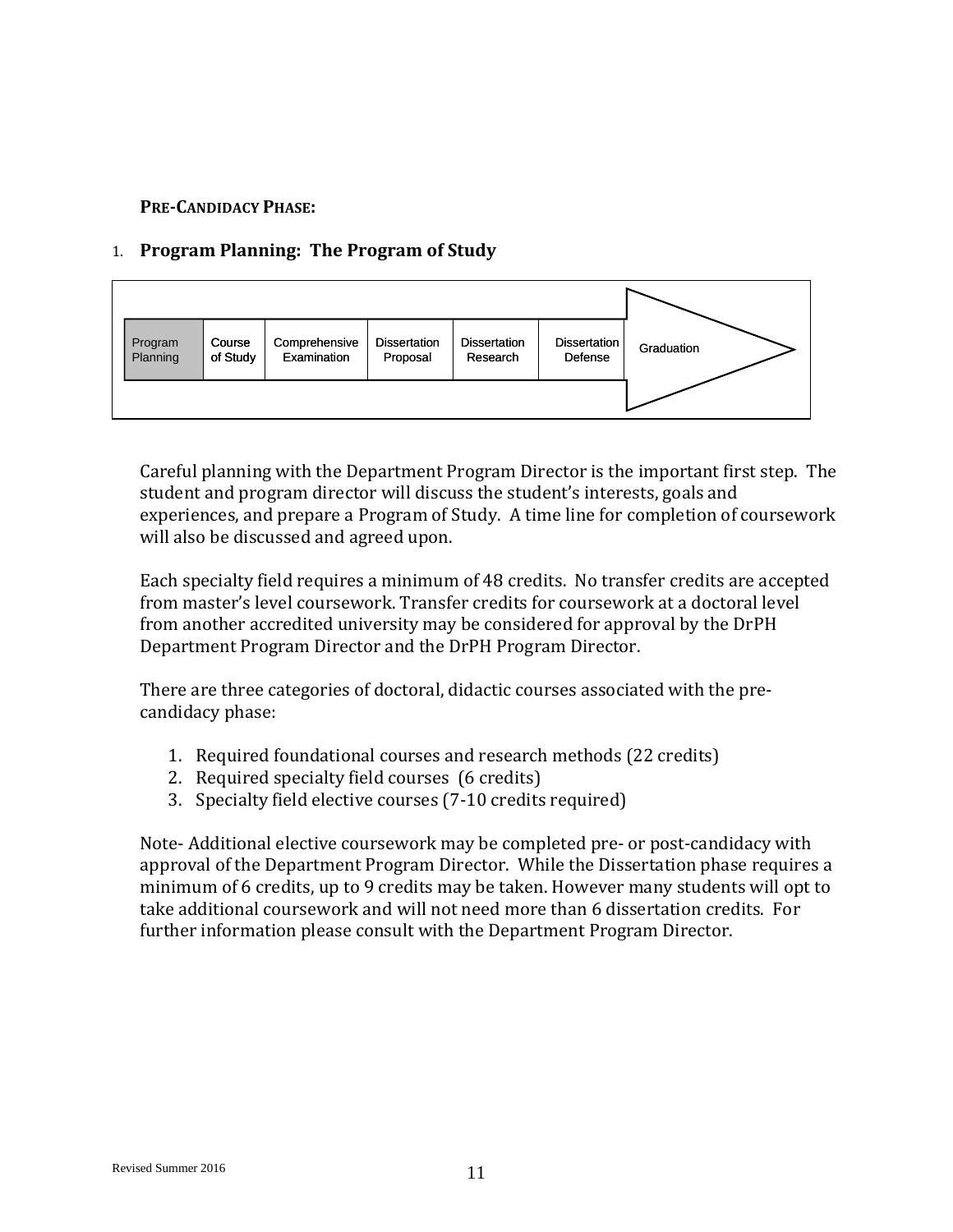**PRE-CANDIDACY PHASE:**

## 1. Program Planning: The Program of Study

| Program Planning | Course of Study | Comprehensive Examination | Dissertation Proposal | Dissertation Research | Dissertation Defense | Graduation |
|---|---|---|---|---|---|---|

Careful planning with the Department Program Director is the important first step. The student and program director will discuss the student's interests, goals and experiences, and prepare a Program of Study. A time line for completion of coursework will also be discussed and agreed upon.

Each specialty field requires a minimum of 48 credits. No transfer credits are accepted from master's level coursework. Transfer credits for coursework at a doctoral level from another accredited university may be considered for approval by the DrPH Department Program Director and the DrPH Program Director.

There are three categories of doctoral, didactic courses associated with the pre-candidacy phase:

1. Required foundational courses and research methods (22 credits)
2. Required specialty field courses (6 credits)
3. Specialty field elective courses (7-10 credits required)

Note- Additional elective coursework may be completed pre- or post-candidacy with approval of the Department Program Director. While the Dissertation phase requires a minimum of 6 credits, up to 9 credits may be taken. However many students will opt to take additional coursework and will not need more than 6 dissertation credits. For further information please consult with the Department Program Director.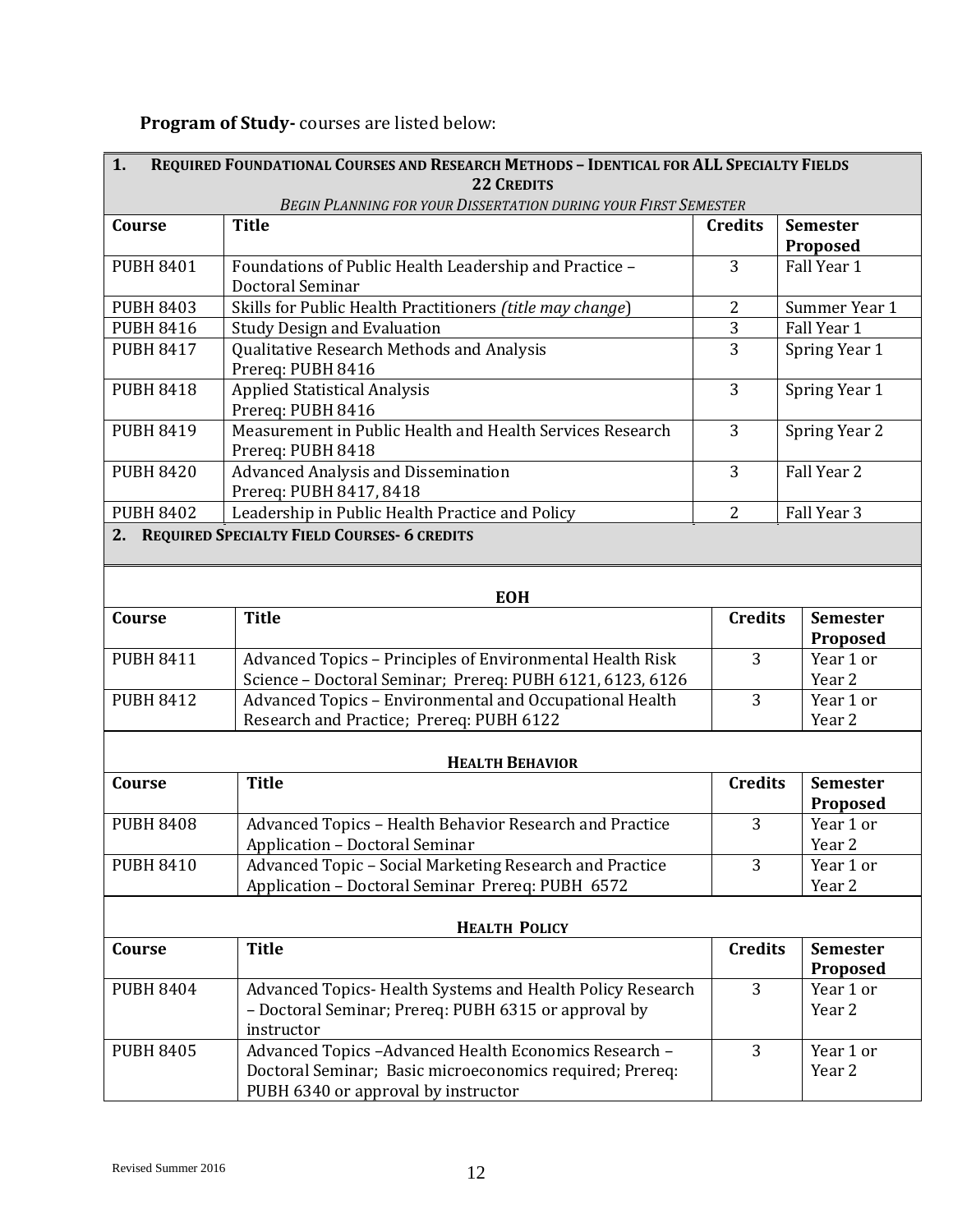**Program of Study-** courses are listed below:

**1. REQUIRED FOUNDATIONAL COURSES AND RESEARCH METHODS – IDENTICAL FOR ALL SPECIALTY FIELDS**
**22 CREDITS**
*BEGIN PLANNING FOR YOUR DISSERTATION DURING YOUR FIRST SEMESTER*

| Course | Title | Credits | Semester Proposed |
|---|---|---|---|
| PUBH 8401 | Foundations of Public Health Leadership and Practice – Doctoral Seminar | 3 | Fall Year 1 |
| PUBH 8403 | Skills for Public Health Practitioners *(title may change)* | 2 | Summer Year 1 |
| PUBH 8416 | Study Design and Evaluation | 3 | Fall Year 1 |
| PUBH 8417 | Qualitative Research Methods and Analysis<br>Prereq: PUBH 8416 | 3 | Spring Year 1 |
| PUBH 8418 | Applied Statistical Analysis<br>Prereq: PUBH 8416 | 3 | Spring Year 1 |
| PUBH 8419 | Measurement in Public Health and Health Services Research<br>Prereq: PUBH 8418 | 3 | Spring Year 2 |
| PUBH 8420 | Advanced Analysis and Dissemination<br>Prereq: PUBH 8417, 8418 | 3 | Fall Year 2 |
| PUBH 8402 | Leadership in Public Health Practice and Policy | 2 | Fall Year 3 |

**2. REQUIRED SPECIALTY FIELD COURSES- 6 CREDITS**

**EOH**

| Course | Title | Credits | Semester Proposed |
|---|---|---|---|
| PUBH 8411 | Advanced Topics – Principles of Environmental Health Risk Science – Doctoral Seminar; Prereq: PUBH 6121, 6123, 6126 | 3 | Year 1 or Year 2 |
| PUBH 8412 | Advanced Topics – Environmental and Occupational Health Research and Practice; Prereq: PUBH 6122 | 3 | Year 1 or Year 2 |

**HEALTH BEHAVIOR**

| Course | Title | Credits | Semester Proposed |
|---|---|---|---|
| PUBH 8408 | Advanced Topics – Health Behavior Research and Practice Application – Doctoral Seminar | 3 | Year 1 or Year 2 |
| PUBH 8410 | Advanced Topic – Social Marketing Research and Practice Application – Doctoral Seminar Prereq: PUBH 6572 | 3 | Year 1 or Year 2 |

**HEALTH POLICY**

| Course | Title | Credits | Semester Proposed |
|---|---|---|---|
| PUBH 8404 | Advanced Topics- Health Systems and Health Policy Research – Doctoral Seminar; Prereq: PUBH 6315 or approval by instructor | 3 | Year 1 or Year 2 |
| PUBH 8405 | Advanced Topics –Advanced Health Economics Research – Doctoral Seminar; Basic microeconomics required; Prereq: PUBH 6340 or approval by instructor | 3 | Year 1 or Year 2 |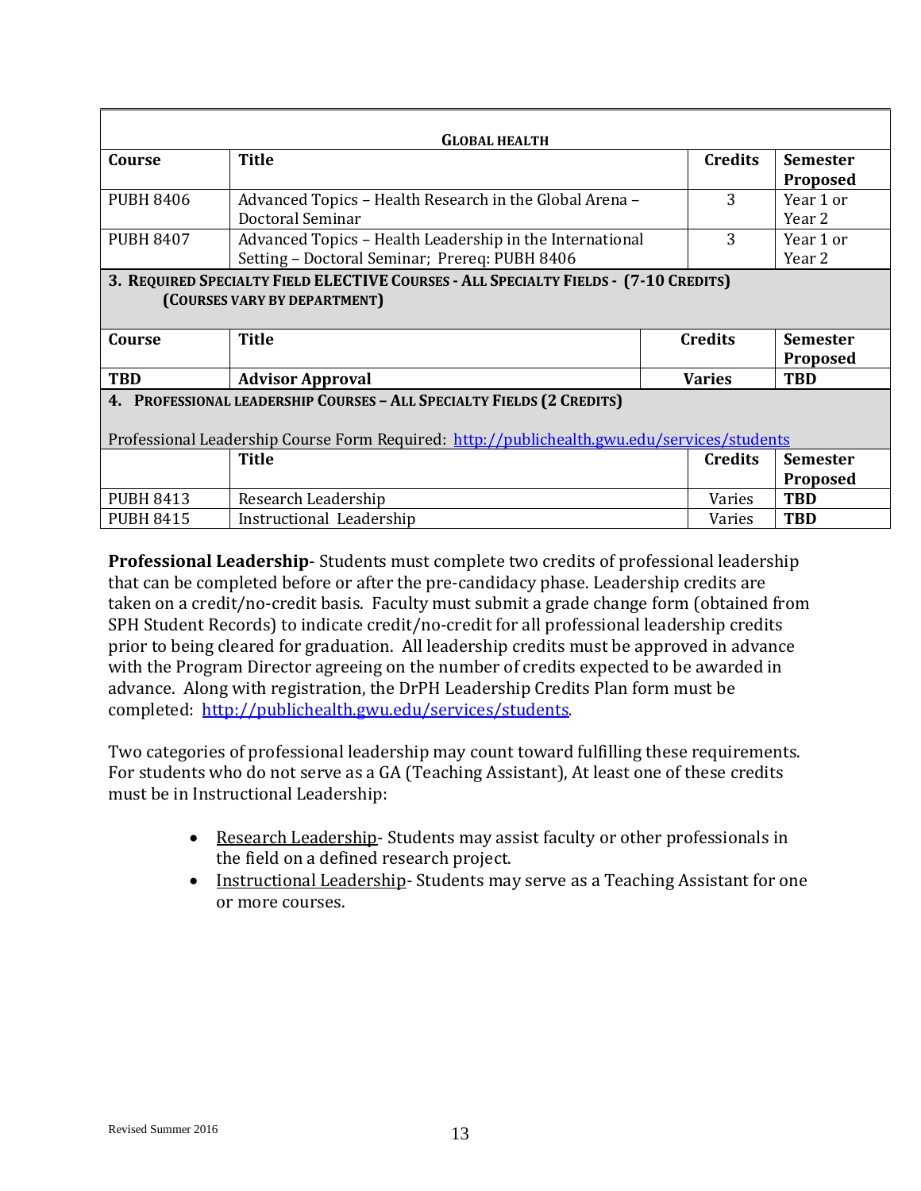| **GLOBAL HEALTH** | | | |
|---|---|---|---|
| **Course** | **Title** | **Credits** | **Semester Proposed** |
| PUBH 8406 | Advanced Topics – Health Research in the Global Arena – Doctoral Seminar | 3 | Year 1 or Year 2 |
| PUBH 8407 | Advanced Topics – Health Leadership in the International Setting – Doctoral Seminar; Prereq: PUBH 8406 | 3 | Year 1 or Year 2 |

**3. REQUIRED SPECIALTY FIELD ELECTIVE COURSES - ALL SPECIALTY FIELDS - (7-10 CREDITS) (COURSES VARY BY DEPARTMENT)**

| **Course** | **Title** | **Credits** | **Semester Proposed** |
|---|---|---|---|
| **TBD** | **Advisor Approval** | **Varies** | **TBD** |

**4. PROFESSIONAL LEADERSHIP COURSES – ALL SPECIALTY FIELDS (2 CREDITS)**

Professional Leadership Course Form Required: http://publichealth.gwu.edu/services/students

| | **Title** | **Credits** | **Semester Proposed** |
|---|---|---|---|
| PUBH 8413 | Research Leadership | Varies | **TBD** |
| PUBH 8415 | Instructional Leadership | Varies | **TBD** |

**Professional Leadership**- Students must complete two credits of professional leadership that can be completed before or after the pre-candidacy phase. Leadership credits are taken on a credit/no-credit basis. Faculty must submit a grade change form (obtained from SPH Student Records) to indicate credit/no-credit for all professional leadership credits prior to being cleared for graduation. All leadership credits must be approved in advance with the Program Director agreeing on the number of credits expected to be awarded in advance. Along with registration, the DrPH Leadership Credits Plan form must be completed: http://publichealth.gwu.edu/services/students.

Two categories of professional leadership may count toward fulfilling these requirements. For students who do not serve as a GA (Teaching Assistant), At least one of these credits must be in Instructional Leadership:

- Research Leadership- Students may assist faculty or other professionals in the field on a defined research project.
- Instructional Leadership- Students may serve as a Teaching Assistant for one or more courses.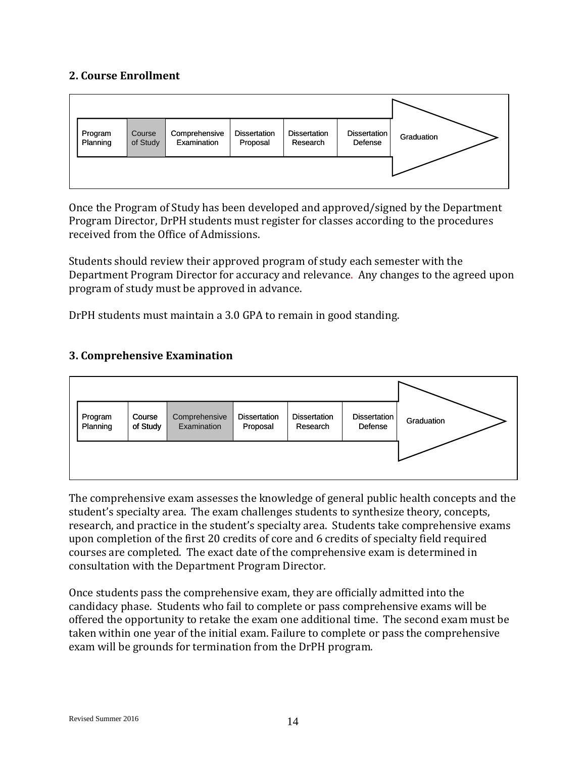## 2. Course Enrollment

Program Planning → **Course of Study** → Comprehensive Examination → Dissertation Proposal → Dissertation Research → Dissertation Defense → Graduation

Once the Program of Study has been developed and approved/signed by the Department Program Director, DrPH students must register for classes according to the procedures received from the Office of Admissions.

Students should review their approved program of study each semester with the Department Program Director for accuracy and relevance. Any changes to the agreed upon program of study must be approved in advance.

DrPH students must maintain a 3.0 GPA to remain in good standing.

## 3. Comprehensive Examination

Program Planning → Course of Study → **Comprehensive Examination** → Dissertation Proposal → Dissertation Research → Dissertation Defense → Graduation

The comprehensive exam assesses the knowledge of general public health concepts and the student's specialty area. The exam challenges students to synthesize theory, concepts, research, and practice in the student's specialty area. Students take comprehensive exams upon completion of the first 20 credits of core and 6 credits of specialty field required courses are completed. The exact date of the comprehensive exam is determined in consultation with the Department Program Director.

Once students pass the comprehensive exam, they are officially admitted into the candidacy phase. Students who fail to complete or pass comprehensive exams will be offered the opportunity to retake the exam one additional time. The second exam must be taken within one year of the initial exam. Failure to complete or pass the comprehensive exam will be grounds for termination from the DrPH program.

Revised Summer 2016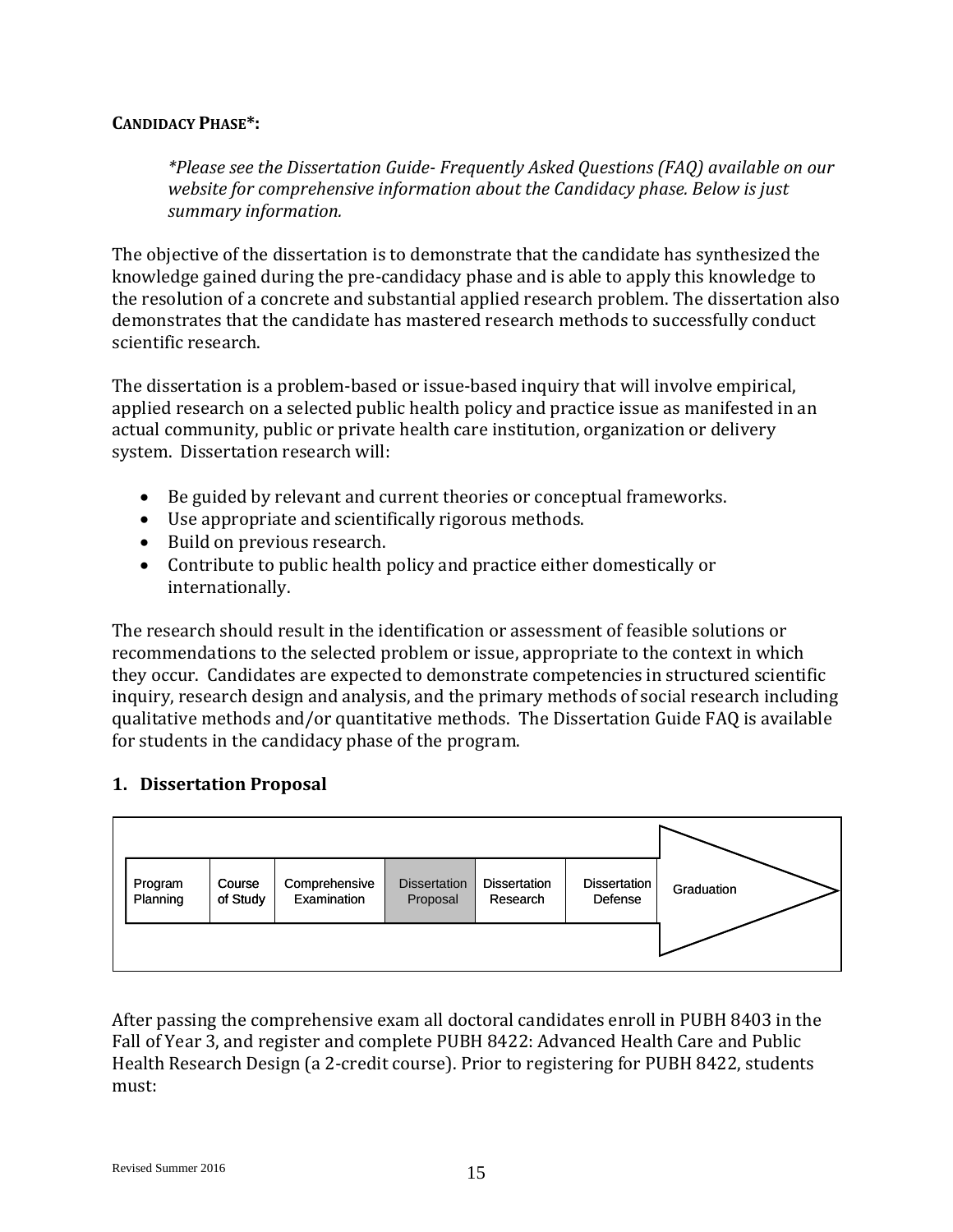**CANDIDACY PHASE*:**

> *\*Please see the Dissertation Guide- Frequently Asked Questions (FAQ) available on our website for comprehensive information about the Candidacy phase. Below is just summary information.*

The objective of the dissertation is to demonstrate that the candidate has synthesized the knowledge gained during the pre-candidacy phase and is able to apply this knowledge to the resolution of a concrete and substantial applied research problem. The dissertation also demonstrates that the candidate has mastered research methods to successfully conduct scientific research.

The dissertation is a problem-based or issue-based inquiry that will involve empirical, applied research on a selected public health policy and practice issue as manifested in an actual community, public or private health care institution, organization or delivery system. Dissertation research will:

- Be guided by relevant and current theories or conceptual frameworks.
- Use appropriate and scientifically rigorous methods.
- Build on previous research.
- Contribute to public health policy and practice either domestically or internationally.

The research should result in the identification or assessment of feasible solutions or recommendations to the selected problem or issue, appropriate to the context in which they occur. Candidates are expected to demonstrate competencies in structured scientific inquiry, research design and analysis, and the primary methods of social research including qualitative methods and/or quantitative methods. The Dissertation Guide FAQ is available for students in the candidacy phase of the program.

## 1. Dissertation Proposal

| Program Planning | Course of Study | Comprehensive Examination | **Dissertation Proposal** | Dissertation Research | Dissertation Defense | Graduation |
|---|---|---|---|---|---|---|

After passing the comprehensive exam all doctoral candidates enroll in PUBH 8403 in the Fall of Year 3, and register and complete PUBH 8422: Advanced Health Care and Public Health Research Design (a 2-credit course). Prior to registering for PUBH 8422, students must: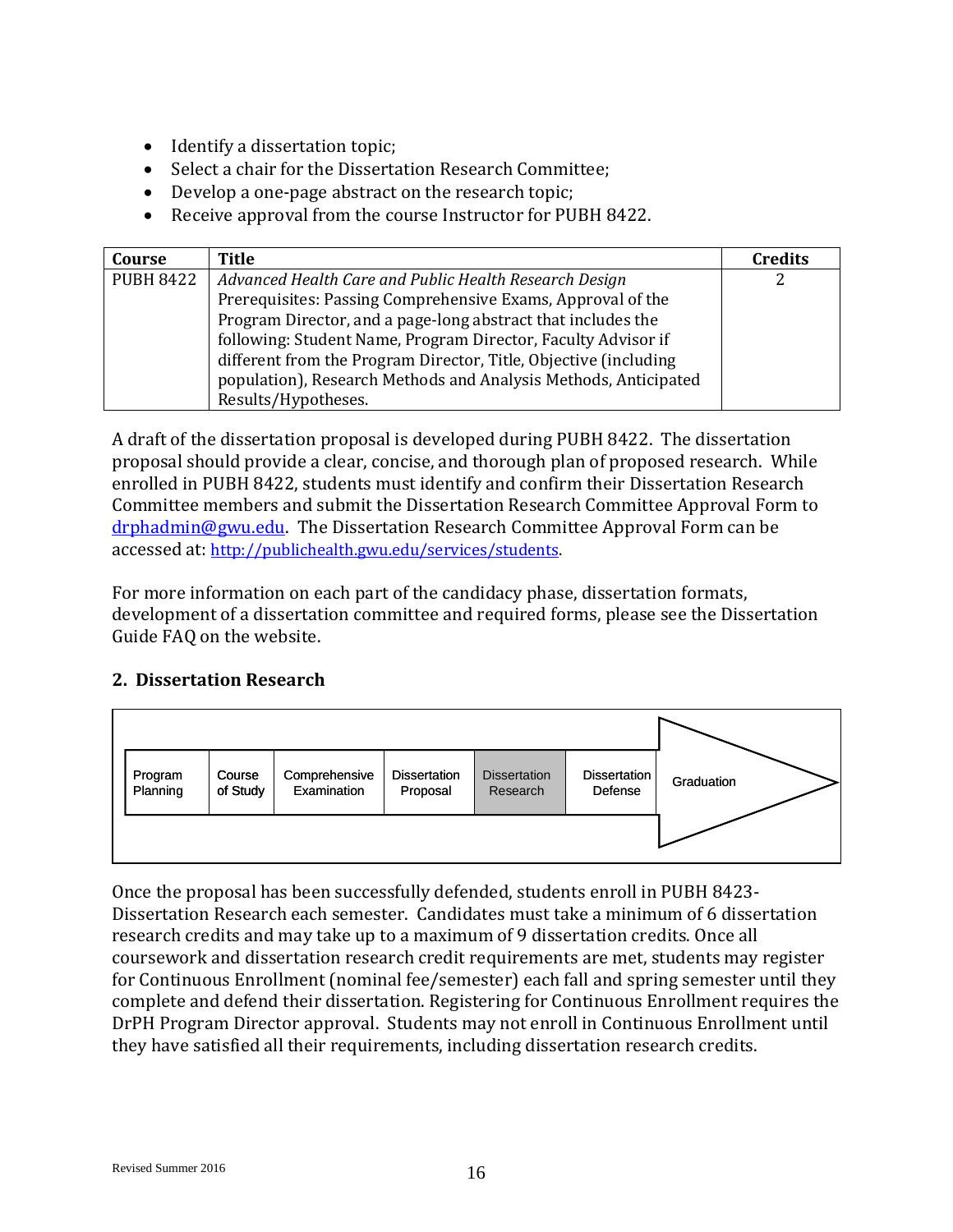- Identify a dissertation topic;
- Select a chair for the Dissertation Research Committee;
- Develop a one-page abstract on the research topic;
- Receive approval from the course Instructor for PUBH 8422.

| Course | Title | Credits |
|---|---|---|
| PUBH 8422 | *Advanced Health Care and Public Health Research Design* Prerequisites: Passing Comprehensive Exams, Approval of the Program Director, and a page-long abstract that includes the following: Student Name, Program Director, Faculty Advisor if different from the Program Director, Title, Objective (including population), Research Methods and Analysis Methods, Anticipated Results/Hypotheses. | 2 |

A draft of the dissertation proposal is developed during PUBH 8422. The dissertation proposal should provide a clear, concise, and thorough plan of proposed research. While enrolled in PUBH 8422, students must identify and confirm their Dissertation Research Committee members and submit the Dissertation Research Committee Approval Form to drphadmin@gwu.edu. The Dissertation Research Committee Approval Form can be accessed at: http://publichealth.gwu.edu/services/students.

For more information on each part of the candidacy phase, dissertation formats, development of a dissertation committee and required forms, please see the Dissertation Guide FAQ on the website.

## 2. Dissertation Research

| Program Planning | Course of Study | Comprehensive Examination | Dissertation Proposal | **Dissertation Research** | Dissertation Defense | Graduation |
|---|---|---|---|---|---|---|

Once the proposal has been successfully defended, students enroll in PUBH 8423- Dissertation Research each semester. Candidates must take a minimum of 6 dissertation research credits and may take up to a maximum of 9 dissertation credits. Once all coursework and dissertation research credit requirements are met, students may register for Continuous Enrollment (nominal fee/semester) each fall and spring semester until they complete and defend their dissertation. Registering for Continuous Enrollment requires the DrPH Program Director approval. Students may not enroll in Continuous Enrollment until they have satisfied all their requirements, including dissertation research credits.

Revised Summer 2016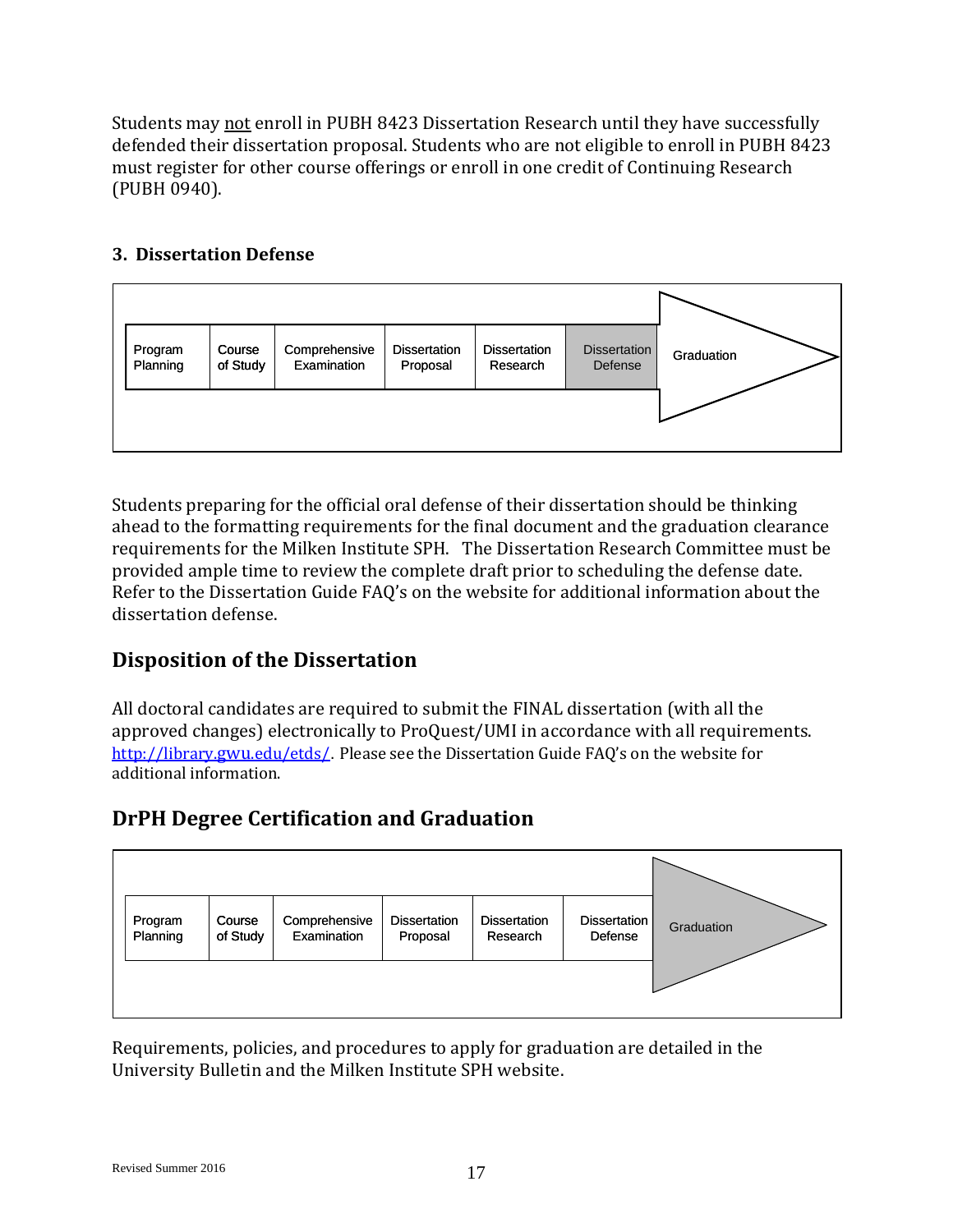Students may not enroll in PUBH 8423 Dissertation Research until they have successfully defended their dissertation proposal. Students who are not eligible to enroll in PUBH 8423 must register for other course offerings or enroll in one credit of Continuing Research (PUBH 0940).

### 3. Dissertation Defense

| Program Planning | Course of Study | Comprehensive Examination | Dissertation Proposal | Dissertation Research | **Dissertation Defense** | Graduation |
|---|---|---|---|---|---|---|

Students preparing for the official oral defense of their dissertation should be thinking ahead to the formatting requirements for the final document and the graduation clearance requirements for the Milken Institute SPH. The Dissertation Research Committee must be provided ample time to review the complete draft prior to scheduling the defense date. Refer to the Dissertation Guide FAQ's on the website for additional information about the dissertation defense.

## Disposition of the Dissertation

All doctoral candidates are required to submit the FINAL dissertation (with all the approved changes) electronically to ProQuest/UMI in accordance with all requirements. http://library.gwu.edu/etds/. Please see the Dissertation Guide FAQ's on the website for additional information.

## DrPH Degree Certification and Graduation

| Program Planning | Course of Study | Comprehensive Examination | Dissertation Proposal | Dissertation Research | Dissertation Defense | **Graduation** |
|---|---|---|---|---|---|---|

Requirements, policies, and procedures to apply for graduation are detailed in the University Bulletin and the Milken Institute SPH website.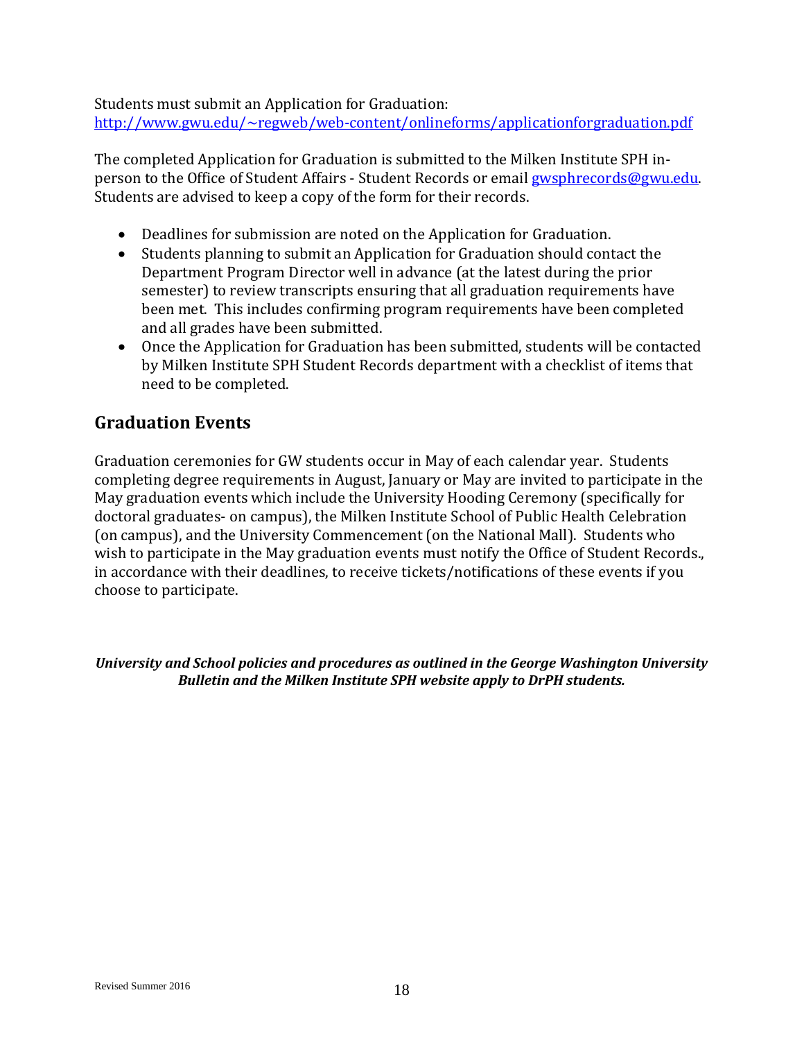Students must submit an Application for Graduation:
[http://www.gwu.edu/~regweb/web-content/onlineforms/applicationforgraduation.pdf](http://www.gwu.edu/~regweb/web-content/onlineforms/applicationforgraduation.pdf)

The completed Application for Graduation is submitted to the Milken Institute SPH in-person to the Office of Student Affairs - Student Records or email [gwsphrecords@gwu.edu](mailto:gwsphrecords@gwu.edu). Students are advised to keep a copy of the form for their records.

- Deadlines for submission are noted on the Application for Graduation.
- Students planning to submit an Application for Graduation should contact the Department Program Director well in advance (at the latest during the prior semester) to review transcripts ensuring that all graduation requirements have been met. This includes confirming program requirements have been completed and all grades have been submitted.
- Once the Application for Graduation has been submitted, students will be contacted by Milken Institute SPH Student Records department with a checklist of items that need to be completed.

## Graduation Events

Graduation ceremonies for GW students occur in May of each calendar year. Students completing degree requirements in August, January or May are invited to participate in the May graduation events which include the University Hooding Ceremony (specifically for doctoral graduates- on campus), the Milken Institute School of Public Health Celebration (on campus), and the University Commencement (on the National Mall). Students who wish to participate in the May graduation events must notify the Office of Student Records., in accordance with their deadlines, to receive tickets/notifications of these events if you choose to participate.

***University and School policies and procedures as outlined in the George Washington University Bulletin and the Milken Institute SPH website apply to DrPH students.***

Revised Summer 2016